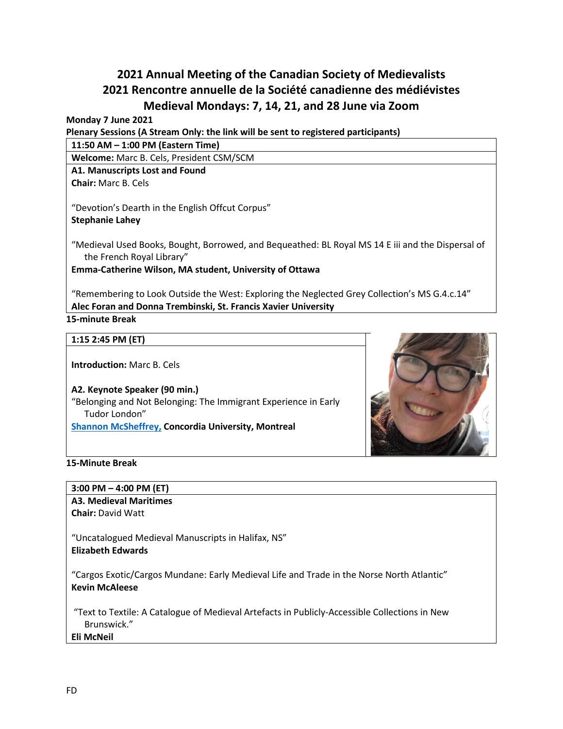# 2021 Annual Meeting of the Canadian Society of Medievalists
# 2021 Rencontre annuelle de la Société canadienne des médiévistes
# Medieval Mondays: 7, 14, 21, and 28 June via Zoom

**Monday 7 June 2021**

**Plenary Sessions (A Stream Only: the link will be sent to registered participants)**

**11:50 AM – 1:00 PM (Eastern Time)**

**Welcome:** Marc B. Cels, President CSM/SCM

**A1. Manuscripts Lost and Found**
**Chair:** Marc B. Cels

"Devotion's Dearth in the English Offcut Corpus"
**Stephanie Lahey**

"Medieval Used Books, Bought, Borrowed, and Bequeathed: BL Royal MS 14 E iii and the Dispersal of the French Royal Library"
**Emma-Catherine Wilson, MA student, University of Ottawa**

"Remembering to Look Outside the West: Exploring the Neglected Grey Collection's MS G.4.c.14"
**Alec Foran and Donna Trembinski, St. Francis Xavier University**

**15-minute Break**

**1:15 2:45 PM (ET)**

**Introduction:** Marc B. Cels

**A2. Keynote Speaker (90 min.)**
"Belonging and Not Belonging: The Immigrant Experience in Early Tudor London"
**Shannon McSheffrey, Concordia University, Montreal**

**15-Minute Break**

**3:00 PM – 4:00 PM (ET)**

**A3. Medieval Maritimes**
**Chair:** David Watt

"Uncatalogued Medieval Manuscripts in Halifax, NS"
**Elizabeth Edwards**

"Cargos Exotic/Cargos Mundane: Early Medieval Life and Trade in the Norse North Atlantic"
**Kevin McAleese**

"Text to Textile: A Catalogue of Medieval Artefacts in Publicly-Accessible Collections in New Brunswick."
**Eli McNeil**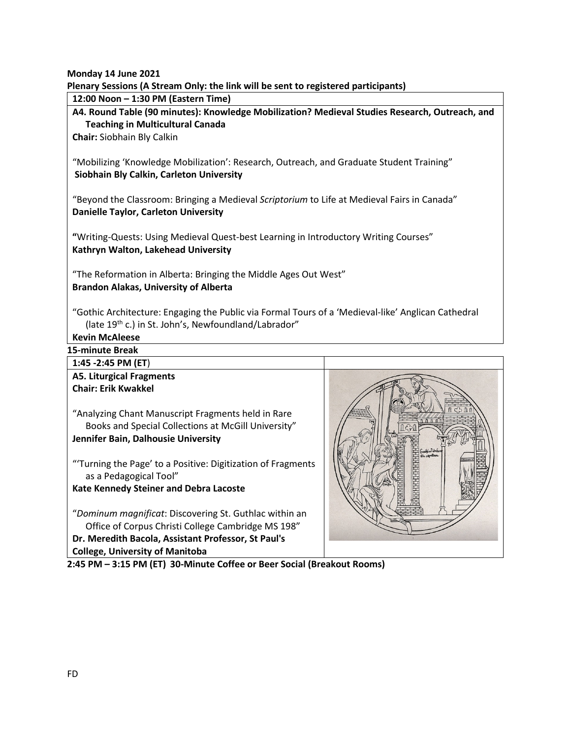**Monday 14 June 2021**

**Plenary Sessions (A Stream Only: the link will be sent to registered participants)**

**12:00 Noon – 1:30 PM (Eastern Time)**

**A4. Round Table (90 minutes): Knowledge Mobilization? Medieval Studies Research, Outreach, and Teaching in Multicultural Canada**

**Chair:** Siobhain Bly Calkin

"Mobilizing 'Knowledge Mobilization': Research, Outreach, and Graduate Student Training"
**Siobhain Bly Calkin, Carleton University**

"Beyond the Classroom: Bringing a Medieval *Scriptorium* to Life at Medieval Fairs in Canada"
**Danielle Taylor, Carleton University**

**"**Writing-Quests: Using Medieval Quest-best Learning in Introductory Writing Courses"
**Kathryn Walton, Lakehead University**

"The Reformation in Alberta: Bringing the Middle Ages Out West"
**Brandon Alakas, University of Alberta**

"Gothic Architecture: Engaging the Public via Formal Tours of a 'Medieval-like' Anglican Cathedral (late 19th c.) in St. John's, Newfoundland/Labrador"
**Kevin McAleese**

**15-minute Break**

**1:45 -2:45 PM (ET)**

**A5. Liturgical Fragments**

**Chair: Erik Kwakkel**

"Analyzing Chant Manuscript Fragments held in Rare Books and Special Collections at McGill University"
**Jennifer Bain, Dalhousie University**

"'Turning the Page' to a Positive: Digitization of Fragments as a Pedagogical Tool"
**Kate Kennedy Steiner and Debra Lacoste**

"*Dominum magnificat*: Discovering St. Guthlac within an Office of Corpus Christi College Cambridge MS 198"
**Dr. Meredith Bacola, Assistant Professor, St Paul's College, University of Manitoba**

**2:45 PM – 3:15 PM (ET) 30-Minute Coffee or Beer Social (Breakout Rooms)**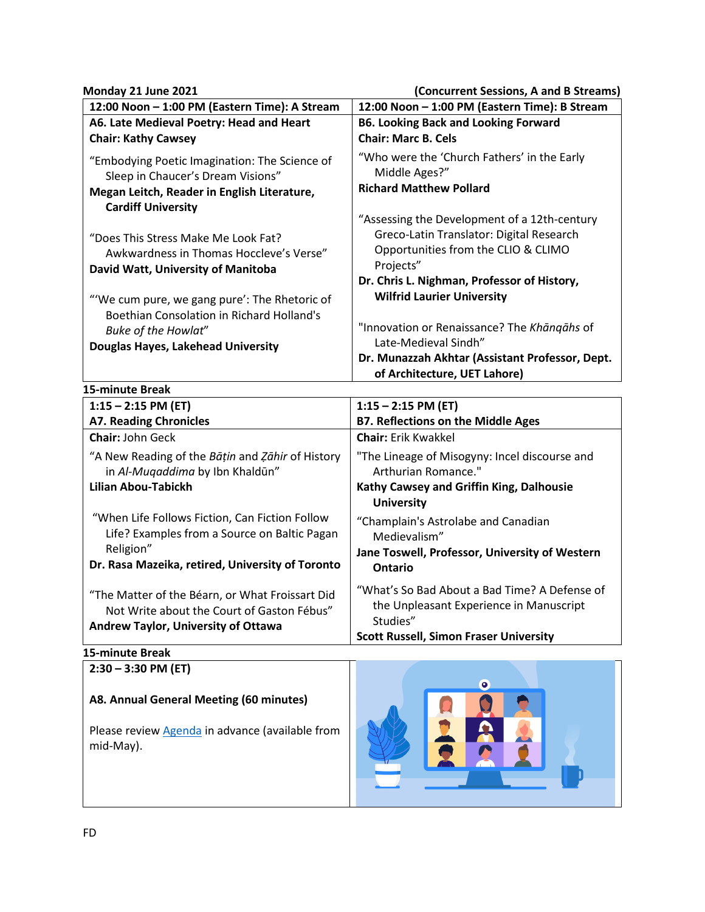**Monday 21 June 2021** **(Concurrent Sessions, A and B Streams)**

| 12:00 Noon – 1:00 PM (Eastern Time): A Stream | 12:00 Noon – 1:00 PM (Eastern Time): B Stream |
|---|---|
| **A6. Late Medieval Poetry: Head and Heart**<br>**Chair: Kathy Cawsey**<br><br>“Embodying Poetic Imagination: The Science of Sleep in Chaucer’s Dream Visions”<br>**Megan Leitch, Reader in English Literature, Cardiff University**<br><br>“Does This Stress Make Me Look Fat? Awkwardness in Thomas Hoccleve’s Verse”<br>**David Watt, University of Manitoba**<br><br>“‘We cum pure, we gang pure’: The Rhetoric of Boethian Consolation in Richard Holland's *Buke of the Howlat*”<br>**Douglas Hayes, Lakehead University** | **B6. Looking Back and Looking Forward**<br>**Chair: Marc B. Cels**<br><br>“Who were the ‘Church Fathers’ in the Early Middle Ages?”<br>**Richard Matthew Pollard**<br><br>“Assessing the Development of a 12th-century Greco-Latin Translator: Digital Research Opportunities from the CLIO & CLIMO Projects”<br>**Dr. Chris L. Nighman, Professor of History, Wilfrid Laurier University**<br><br>"Innovation or Renaissance? The *Khānqāhs* of Late-Medieval Sindh”<br>**Dr. Munazzah Akhtar (Assistant Professor, Dept. of Architecture, UET Lahore)** |

**15-minute Break**

| 1:15 – 2:15 PM (ET)<br>A7. Reading Chronicles | 1:15 – 2:15 PM (ET)<br>B7. Reflections on the Middle Ages |
|---|---|
| **Chair:** John Geck<br><br>“A New Reading of the *Bāṭin* and *Ẓāhir* of History in *Al-Muqaddima* by Ibn Khaldūn”<br>**Lilian Abou-Tabickh**<br><br>“When Life Follows Fiction, Can Fiction Follow Life? Examples from a Source on Baltic Pagan Religion”<br>**Dr. Rasa Mazeika, retired, University of Toronto**<br><br>“The Matter of the Béarn, or What Froissart Did Not Write about the Court of Gaston Fébus”<br>**Andrew Taylor, University of Ottawa** | **Chair:** Erik Kwakkel<br><br>"The Lineage of Misogyny: Incel discourse and Arthurian Romance."<br>**Kathy Cawsey and Griffin King, Dalhousie University**<br><br>“Champlain's Astrolabe and Canadian Medievalism”<br>**Jane Toswell, Professor, University of Western Ontario**<br><br>“What’s So Bad About a Bad Time? A Defense of the Unpleasant Experience in Manuscript Studies”<br>**Scott Russell, Simon Fraser University** |

**15-minute Break**

| 2:30 – 3:30 PM (ET) | |
|---|---|
| **A8. Annual General Meeting (60 minutes)**<br><br>Please review Agenda in advance (available from mid-May). | |

FD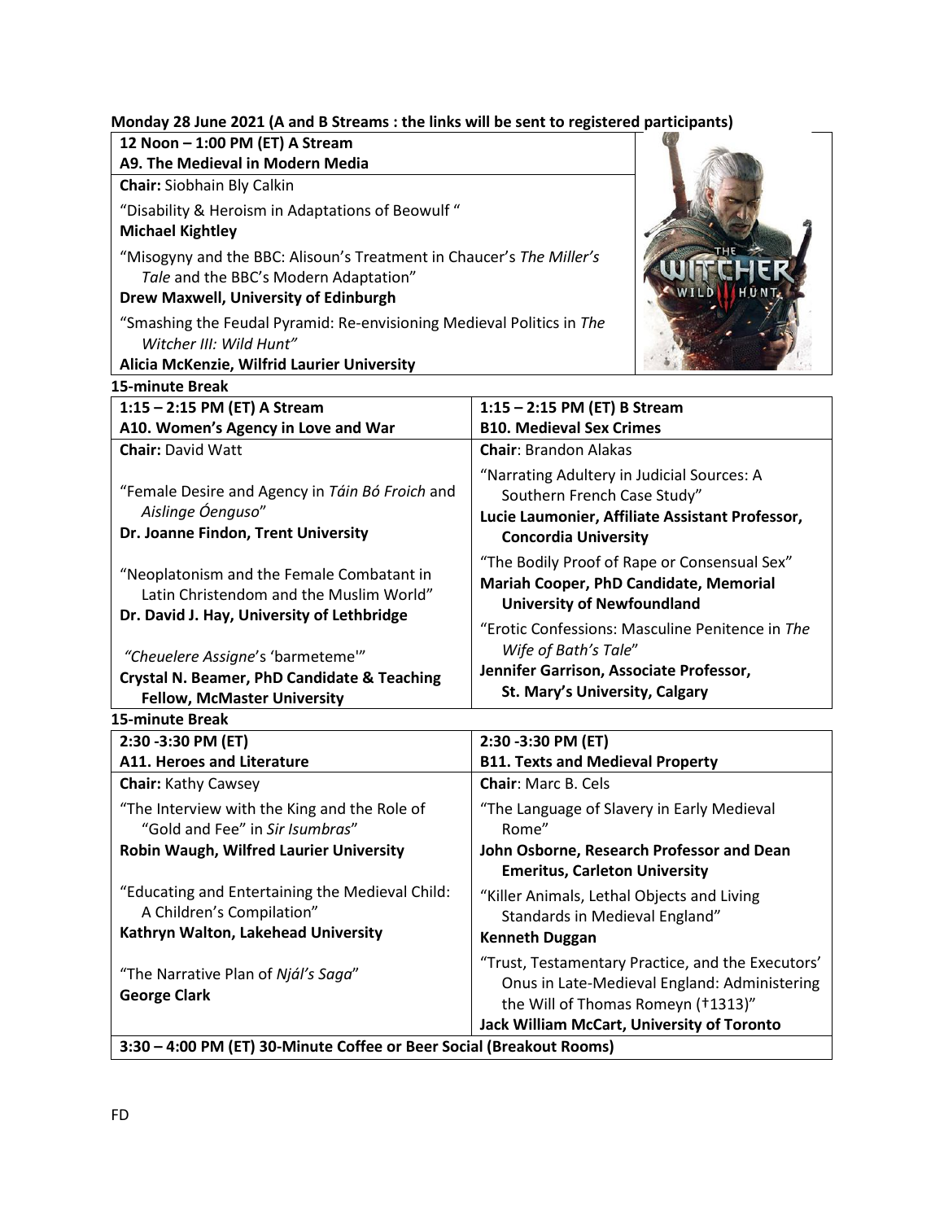**Monday 28 June 2021 (A and B Streams : the links will be sent to registered participants)**

| 12 Noon – 1:00 PM (ET) A Stream<br>A9. The Medieval in Modern Media |
|---|
| **Chair:** Siobhain Bly Calkin |
| "Disability & Heroism in Adaptations of Beowulf "<br>**Michael Kightley** |
| "Misogyny and the BBC: Alisoun's Treatment in Chaucer's *The Miller's Tale* and the BBC's Modern Adaptation"<br>**Drew Maxwell, University of Edinburgh** |
| "Smashing the Feudal Pyramid: Re-envisioning Medieval Politics in *The Witcher III: Wild Hunt*"<br>**Alicia McKenzie, Wilfrid Laurier University** |

**15-minute Break**

| 1:15 – 2:15 PM (ET) A Stream<br>A10. Women's Agency in Love and War | 1:15 – 2:15 PM (ET) B Stream<br>B10. Medieval Sex Crimes |
|---|---|
| **Chair:** David Watt | **Chair**: Brandon Alakas |
| "Female Desire and Agency in *Táin Bó Froich* and *Aislinge Óenguso*"<br>**Dr. Joanne Findon, Trent University** | "Narrating Adultery in Judicial Sources: A Southern French Case Study"<br>**Lucie Laumonier, Affiliate Assistant Professor, Concordia University** |
| "Neoplatonism and the Female Combatant in Latin Christendom and the Muslim World"<br>**Dr. David J. Hay, University of Lethbridge** | "The Bodily Proof of Rape or Consensual Sex"<br>**Mariah Cooper, PhD Candidate, Memorial University of Newfoundland** |
| "*Cheuelere Assigne*'s 'barmeteme'"<br>**Crystal N. Beamer, PhD Candidate & Teaching Fellow, McMaster University** | "Erotic Confessions: Masculine Penitence in *The Wife of Bath's Tale*"<br>**Jennifer Garrison, Associate Professor, St. Mary's University, Calgary** |

**15-minute Break**

| 2:30 -3:30 PM (ET)<br>A11. Heroes and Literature | 2:30 -3:30 PM (ET)<br>B11. Texts and Medieval Property |
|---|---|
| **Chair:** Kathy Cawsey | **Chair**: Marc B. Cels |
| "The Interview with the King and the Role of "Gold and Fee" in *Sir Isumbras*"<br>**Robin Waugh, Wilfred Laurier University** | "The Language of Slavery in Early Medieval Rome"<br>**John Osborne, Research Professor and Dean Emeritus, Carleton University** |
| "Educating and Entertaining the Medieval Child: A Children's Compilation"<br>**Kathryn Walton, Lakehead University** | "Killer Animals, Lethal Objects and Living Standards in Medieval England"<br>**Kenneth Duggan** |
| "The Narrative Plan of *Njál's Saga*"<br>**George Clark** | "Trust, Testamentary Practice, and the Executors' Onus in Late-Medieval England: Administering the Will of Thomas Romeyn (†1313)"<br>**Jack William McCart, University of Toronto** |

**3:30 – 4:00 PM (ET) 30-Minute Coffee or Beer Social (Breakout Rooms)**

FD